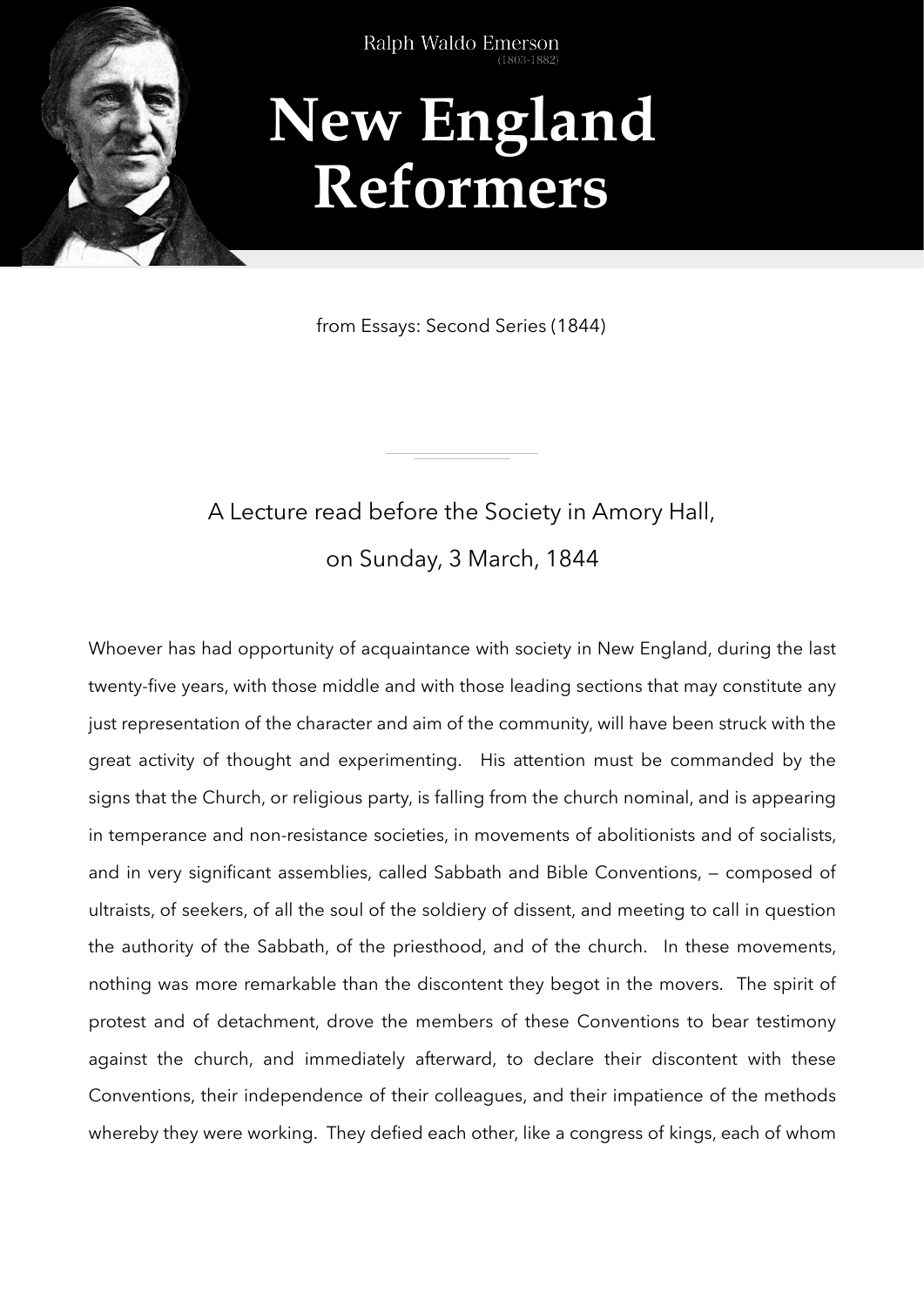Ralph Waldo Emerson
(1803-1882)

# New England Reformers

from Essays: Second Series (1844)

A Lecture read before the Society in Amory Hall,

on Sunday, 3 March, 1844

Whoever has had opportunity of acquaintance with society in New England, during the last twenty-five years, with those middle and with those leading sections that may constitute any just representation of the character and aim of the community, will have been struck with the great activity of thought and experimenting. His attention must be commanded by the signs that the Church, or religious party, is falling from the church nominal, and is appearing in temperance and non-resistance societies, in movements of abolitionists and of socialists, and in very significant assemblies, called Sabbath and Bible Conventions, — composed of ultraists, of seekers, of all the soul of the soldiery of dissent, and meeting to call in question the authority of the Sabbath, of the priesthood, and of the church. In these movements, nothing was more remarkable than the discontent they begot in the movers. The spirit of protest and of detachment, drove the members of these Conventions to bear testimony against the church, and immediately afterward, to declare their discontent with these Conventions, their independence of their colleagues, and their impatience of the methods whereby they were working. They defied each other, like a congress of kings, each of whom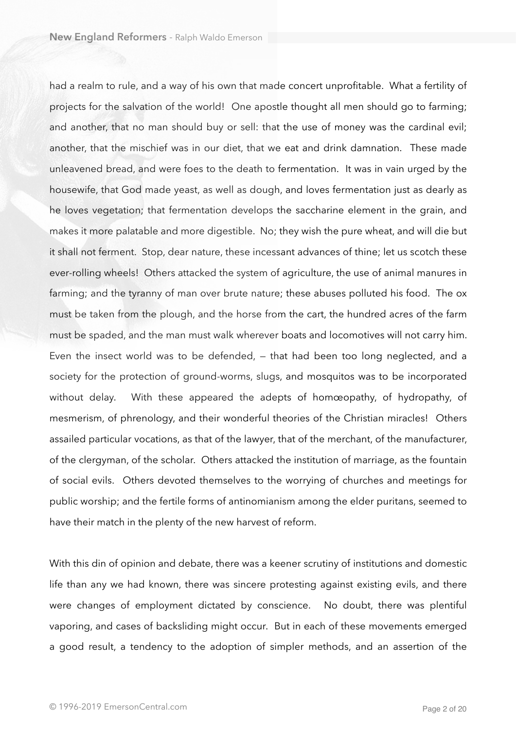had a realm to rule, and a way of his own that made concert unprofitable. What a fertility of projects for the salvation of the world! One apostle thought all men should go to farming; and another, that no man should buy or sell: that the use of money was the cardinal evil; another, that the mischief was in our diet, that we eat and drink damnation. These made unleavened bread, and were foes to the death to fermentation. It was in vain urged by the housewife, that God made yeast, as well as dough, and loves fermentation just as dearly as he loves vegetation; that fermentation develops the saccharine element in the grain, and makes it more palatable and more digestible. No; they wish the pure wheat, and will die but it shall not ferment. Stop, dear nature, these incessant advances of thine; let us scotch these ever-rolling wheels! Others attacked the system of agriculture, the use of animal manures in farming; and the tyranny of man over brute nature; these abuses polluted his food. The ox must be taken from the plough, and the horse from the cart, the hundred acres of the farm must be spaded, and the man must walk wherever boats and locomotives will not carry him. Even the insect world was to be defended, — that had been too long neglected, and a society for the protection of ground-worms, slugs, and mosquitos was to be incorporated without delay. With these appeared the adepts of homœopathy, of hydropathy, of mesmerism, of phrenology, and their wonderful theories of the Christian miracles! Others assailed particular vocations, as that of the lawyer, that of the merchant, of the manufacturer, of the clergyman, of the scholar. Others attacked the institution of marriage, as the fountain of social evils. Others devoted themselves to the worrying of churches and meetings for public worship; and the fertile forms of antinomianism among the elder puritans, seemed to have their match in the plenty of the new harvest of reform.

With this din of opinion and debate, there was a keener scrutiny of institutions and domestic life than any we had known, there was sincere protesting against existing evils, and there were changes of employment dictated by conscience. No doubt, there was plentiful vaporing, and cases of backsliding might occur. But in each of these movements emerged a good result, a tendency to the adoption of simpler methods, and an assertion of the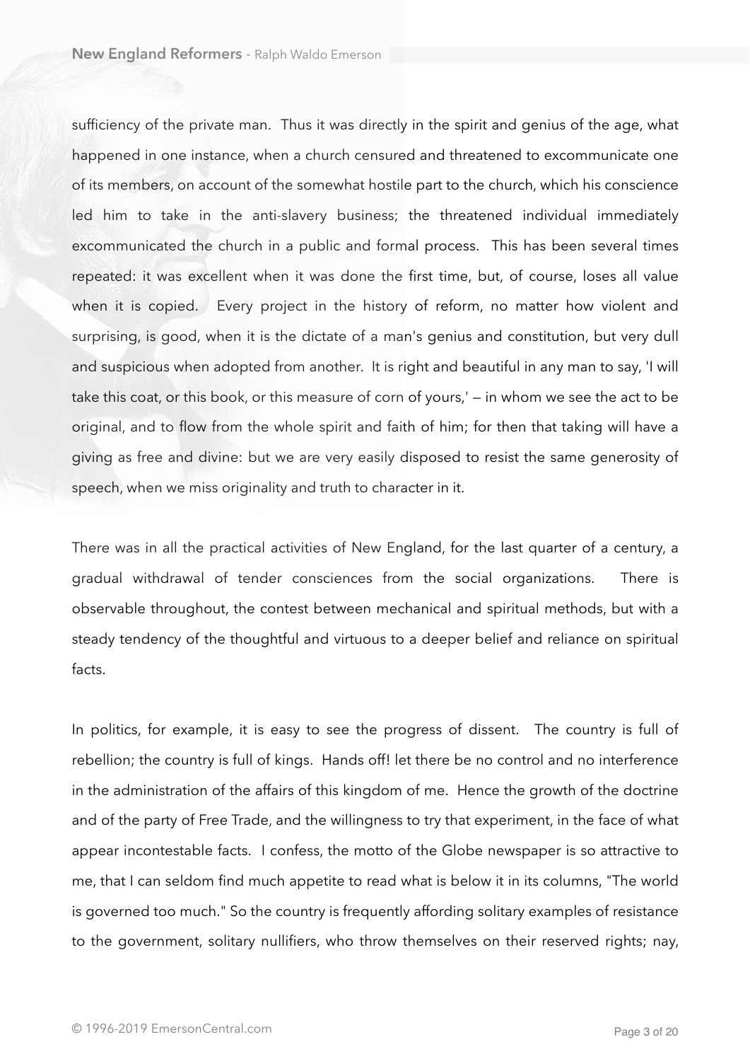sufficiency of the private man. Thus it was directly in the spirit and genius of the age, what happened in one instance, when a church censured and threatened to excommunicate one of its members, on account of the somewhat hostile part to the church, which his conscience led him to take in the anti-slavery business; the threatened individual immediately excommunicated the church in a public and formal process. This has been several times repeated: it was excellent when it was done the first time, but, of course, loses all value when it is copied. Every project in the history of reform, no matter how violent and surprising, is good, when it is the dictate of a man's genius and constitution, but very dull and suspicious when adopted from another. It is right and beautiful in any man to say, 'I will take this coat, or this book, or this measure of corn of yours,' — in whom we see the act to be original, and to flow from the whole spirit and faith of him; for then that taking will have a giving as free and divine: but we are very easily disposed to resist the same generosity of speech, when we miss originality and truth to character in it.

There was in all the practical activities of New England, for the last quarter of a century, a gradual withdrawal of tender consciences from the social organizations. There is observable throughout, the contest between mechanical and spiritual methods, but with a steady tendency of the thoughtful and virtuous to a deeper belief and reliance on spiritual facts.

In politics, for example, it is easy to see the progress of dissent. The country is full of rebellion; the country is full of kings. Hands off! let there be no control and no interference in the administration of the affairs of this kingdom of me. Hence the growth of the doctrine and of the party of Free Trade, and the willingness to try that experiment, in the face of what appear incontestable facts. I confess, the motto of the Globe newspaper is so attractive to me, that I can seldom find much appetite to read what is below it in its columns, "The world is governed too much." So the country is frequently affording solitary examples of resistance to the government, solitary nullifiers, who throw themselves on their reserved rights; nay,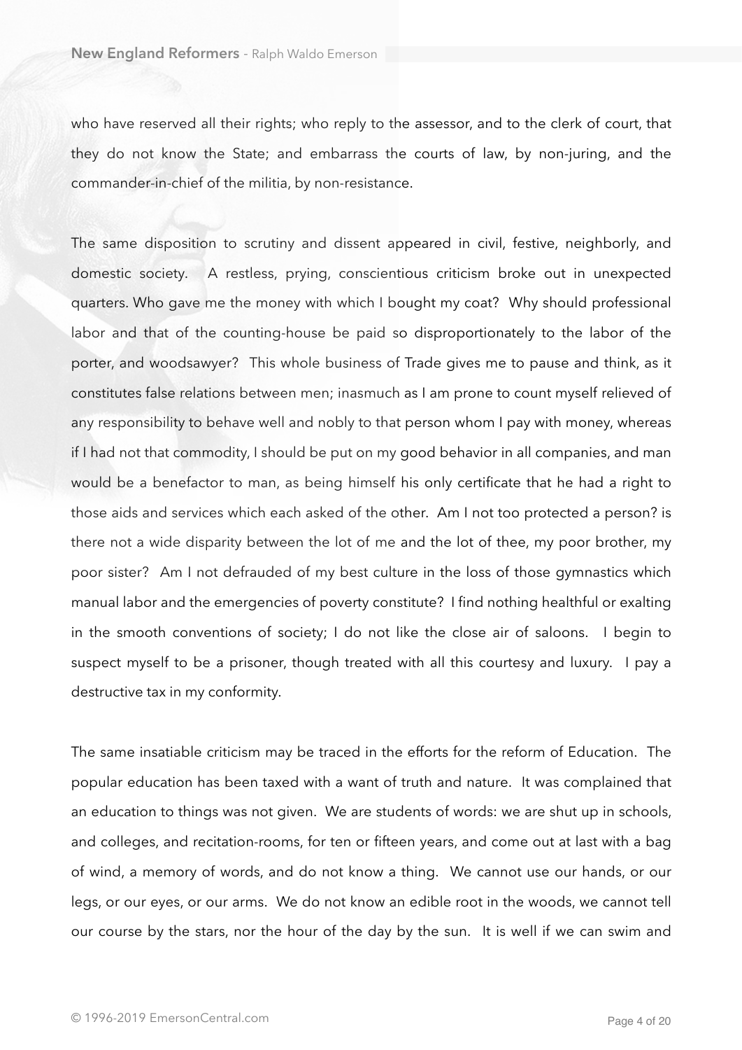who have reserved all their rights; who reply to the assessor, and to the clerk of court, that they do not know the State; and embarrass the courts of law, by non-juring, and the commander-in-chief of the militia, by non-resistance.

The same disposition to scrutiny and dissent appeared in civil, festive, neighborly, and domestic society. A restless, prying, conscientious criticism broke out in unexpected quarters. Who gave me the money with which I bought my coat? Why should professional labor and that of the counting-house be paid so disproportionately to the labor of the porter, and woodsawyer? This whole business of Trade gives me to pause and think, as it constitutes false relations between men; inasmuch as I am prone to count myself relieved of any responsibility to behave well and nobly to that person whom I pay with money, whereas if I had not that commodity, I should be put on my good behavior in all companies, and man would be a benefactor to man, as being himself his only certificate that he had a right to those aids and services which each asked of the other. Am I not too protected a person? is there not a wide disparity between the lot of me and the lot of thee, my poor brother, my poor sister? Am I not defrauded of my best culture in the loss of those gymnastics which manual labor and the emergencies of poverty constitute? I find nothing healthful or exalting in the smooth conventions of society; I do not like the close air of saloons. I begin to suspect myself to be a prisoner, though treated with all this courtesy and luxury. I pay a destructive tax in my conformity.

The same insatiable criticism may be traced in the efforts for the reform of Education. The popular education has been taxed with a want of truth and nature. It was complained that an education to things was not given. We are students of words: we are shut up in schools, and colleges, and recitation-rooms, for ten or fifteen years, and come out at last with a bag of wind, a memory of words, and do not know a thing. We cannot use our hands, or our legs, or our eyes, or our arms. We do not know an edible root in the woods, we cannot tell our course by the stars, nor the hour of the day by the sun. It is well if we can swim and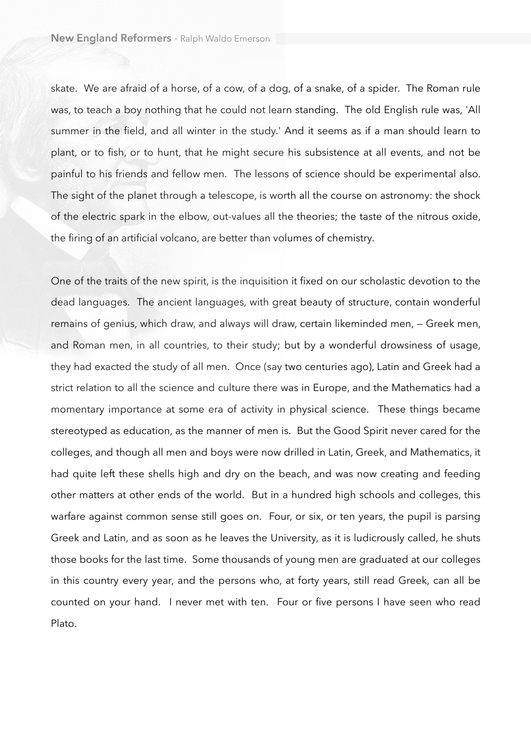skate. We are afraid of a horse, of a cow, of a dog, of a snake, of a spider. The Roman rule was, to teach a boy nothing that he could not learn standing. The old English rule was, 'All summer in the field, and all winter in the study.' And it seems as if a man should learn to plant, or to fish, or to hunt, that he might secure his subsistence at all events, and not be painful to his friends and fellow men. The lessons of science should be experimental also. The sight of the planet through a telescope, is worth all the course on astronomy: the shock of the electric spark in the elbow, out-values all the theories; the taste of the nitrous oxide, the firing of an artificial volcano, are better than volumes of chemistry.

One of the traits of the new spirit, is the inquisition it fixed on our scholastic devotion to the dead languages. The ancient languages, with great beauty of structure, contain wonderful remains of genius, which draw, and always will draw, certain likeminded men, — Greek men, and Roman men, in all countries, to their study; but by a wonderful drowsiness of usage, they had exacted the study of all men. Once (say two centuries ago), Latin and Greek had a strict relation to all the science and culture there was in Europe, and the Mathematics had a momentary importance at some era of activity in physical science. These things became stereotyped as education, as the manner of men is. But the Good Spirit never cared for the colleges, and though all men and boys were now drilled in Latin, Greek, and Mathematics, it had quite left these shells high and dry on the beach, and was now creating and feeding other matters at other ends of the world. But in a hundred high schools and colleges, this warfare against common sense still goes on. Four, or six, or ten years, the pupil is parsing Greek and Latin, and as soon as he leaves the University, as it is ludicrously called, he shuts those books for the last time. Some thousands of young men are graduated at our colleges in this country every year, and the persons who, at forty years, still read Greek, can all be counted on your hand. I never met with ten. Four or five persons I have seen who read Plato.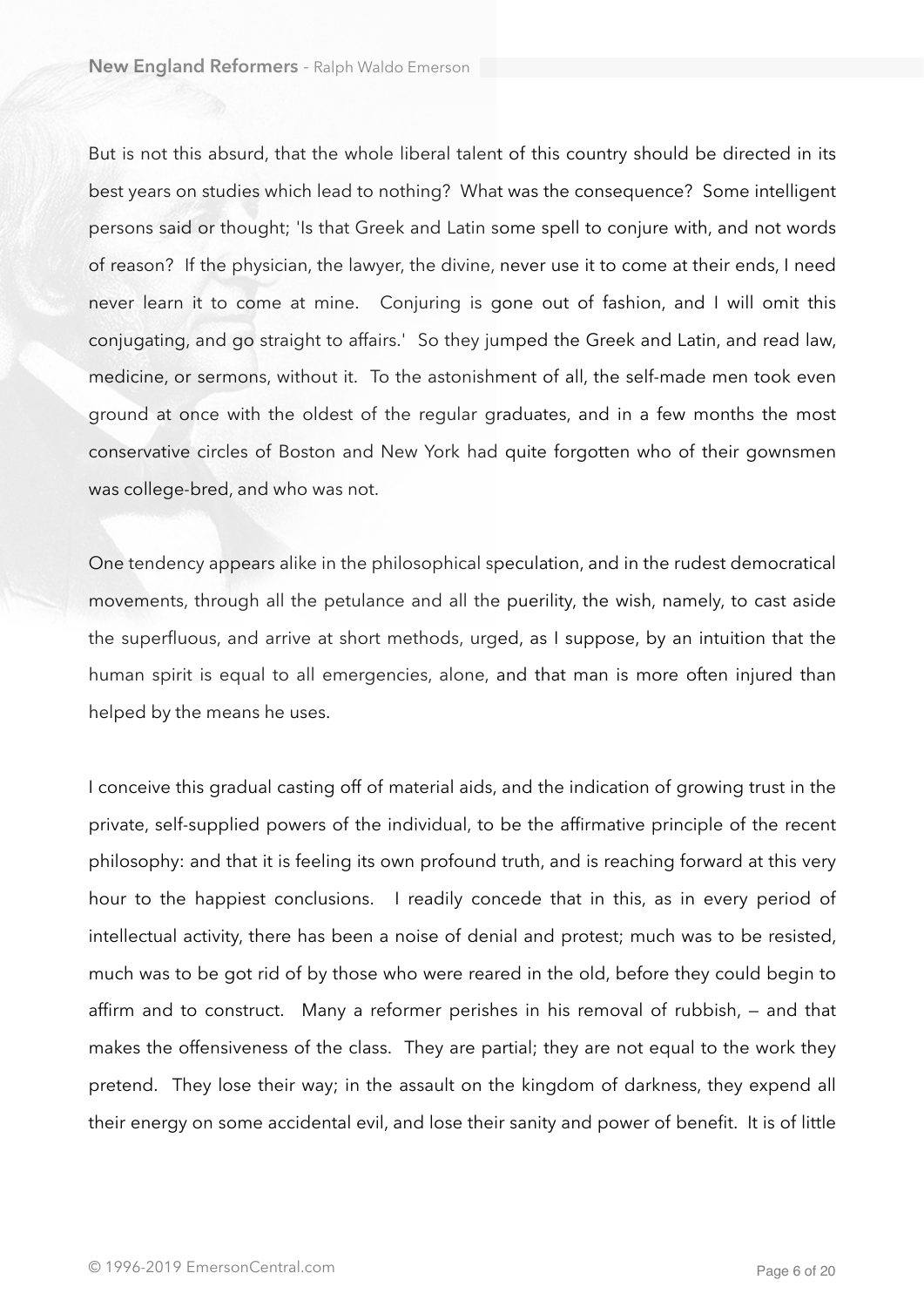But is not this absurd, that the whole liberal talent of this country should be directed in its best years on studies which lead to nothing? What was the consequence? Some intelligent persons said or thought; 'Is that Greek and Latin some spell to conjure with, and not words of reason? If the physician, the lawyer, the divine, never use it to come at their ends, I need never learn it to come at mine. Conjuring is gone out of fashion, and I will omit this conjugating, and go straight to affairs.' So they jumped the Greek and Latin, and read law, medicine, or sermons, without it. To the astonishment of all, the self-made men took even ground at once with the oldest of the regular graduates, and in a few months the most conservative circles of Boston and New York had quite forgotten who of their gownsmen was college-bred, and who was not.

One tendency appears alike in the philosophical speculation, and in the rudest democratical movements, through all the petulance and all the puerility, the wish, namely, to cast aside the superfluous, and arrive at short methods, urged, as I suppose, by an intuition that the human spirit is equal to all emergencies, alone, and that man is more often injured than helped by the means he uses.

I conceive this gradual casting off of material aids, and the indication of growing trust in the private, self-supplied powers of the individual, to be the affirmative principle of the recent philosophy: and that it is feeling its own profound truth, and is reaching forward at this very hour to the happiest conclusions. I readily concede that in this, as in every period of intellectual activity, there has been a noise of denial and protest; much was to be resisted, much was to be got rid of by those who were reared in the old, before they could begin to affirm and to construct. Many a reformer perishes in his removal of rubbish, — and that makes the offensiveness of the class. They are partial; they are not equal to the work they pretend. They lose their way; in the assault on the kingdom of darkness, they expend all their energy on some accidental evil, and lose their sanity and power of benefit. It is of little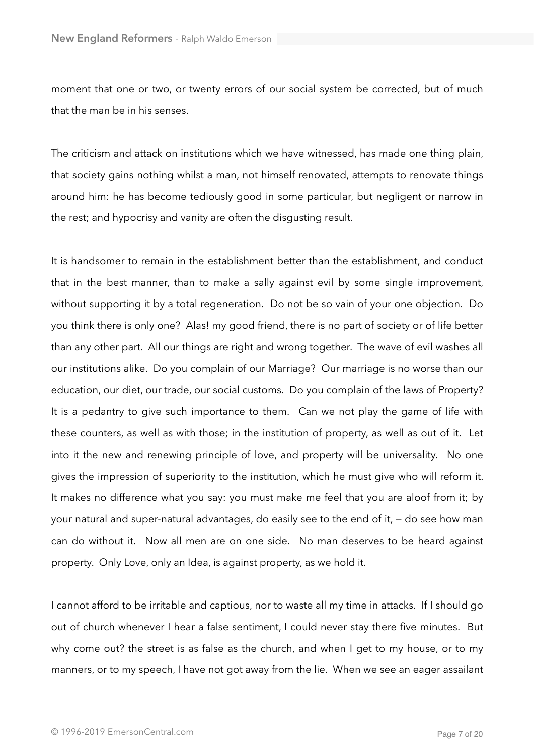moment that one or two, or twenty errors of our social system be corrected, but of much that the man be in his senses.

The criticism and attack on institutions which we have witnessed, has made one thing plain, that society gains nothing whilst a man, not himself renovated, attempts to renovate things around him: he has become tediously good in some particular, but negligent or narrow in the rest; and hypocrisy and vanity are often the disgusting result.

It is handsomer to remain in the establishment better than the establishment, and conduct that in the best manner, than to make a sally against evil by some single improvement, without supporting it by a total regeneration. Do not be so vain of your one objection. Do you think there is only one? Alas! my good friend, there is no part of society or of life better than any other part. All our things are right and wrong together. The wave of evil washes all our institutions alike. Do you complain of our Marriage? Our marriage is no worse than our education, our diet, our trade, our social customs. Do you complain of the laws of Property? It is a pedantry to give such importance to them. Can we not play the game of life with these counters, as well as with those; in the institution of property, as well as out of it. Let into it the new and renewing principle of love, and property will be universality. No one gives the impression of superiority to the institution, which he must give who will reform it. It makes no difference what you say: you must make me feel that you are aloof from it; by your natural and super-natural advantages, do easily see to the end of it, — do see how man can do without it. Now all men are on one side. No man deserves to be heard against property. Only Love, only an Idea, is against property, as we hold it.

I cannot afford to be irritable and captious, nor to waste all my time in attacks. If I should go out of church whenever I hear a false sentiment, I could never stay there five minutes. But why come out? the street is as false as the church, and when I get to my house, or to my manners, or to my speech, I have not got away from the lie. When we see an eager assailant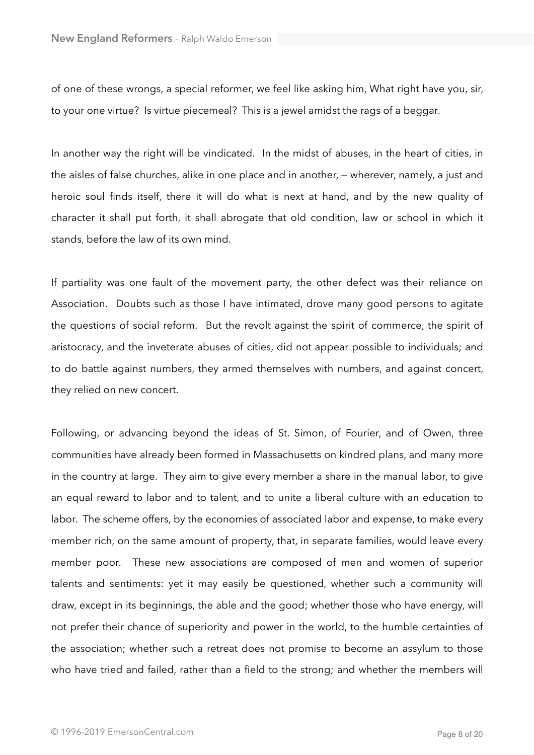of one of these wrongs, a special reformer, we feel like asking him, What right have you, sir, to your one virtue? Is virtue piecemeal? This is a jewel amidst the rags of a beggar.

In another way the right will be vindicated. In the midst of abuses, in the heart of cities, in the aisles of false churches, alike in one place and in another, — wherever, namely, a just and heroic soul finds itself, there it will do what is next at hand, and by the new quality of character it shall put forth, it shall abrogate that old condition, law or school in which it stands, before the law of its own mind.

If partiality was one fault of the movement party, the other defect was their reliance on Association. Doubts such as those I have intimated, drove many good persons to agitate the questions of social reform. But the revolt against the spirit of commerce, the spirit of aristocracy, and the inveterate abuses of cities, did not appear possible to individuals; and to do battle against numbers, they armed themselves with numbers, and against concert, they relied on new concert.

Following, or advancing beyond the ideas of St. Simon, of Fourier, and of Owen, three communities have already been formed in Massachusetts on kindred plans, and many more in the country at large. They aim to give every member a share in the manual labor, to give an equal reward to labor and to talent, and to unite a liberal culture with an education to labor. The scheme offers, by the economies of associated labor and expense, to make every member rich, on the same amount of property, that, in separate families, would leave every member poor. These new associations are composed of men and women of superior talents and sentiments: yet it may easily be questioned, whether such a community will draw, except in its beginnings, the able and the good; whether those who have energy, will not prefer their chance of superiority and power in the world, to the humble certainties of the association; whether such a retreat does not promise to become an assylum to those who have tried and failed, rather than a field to the strong; and whether the members will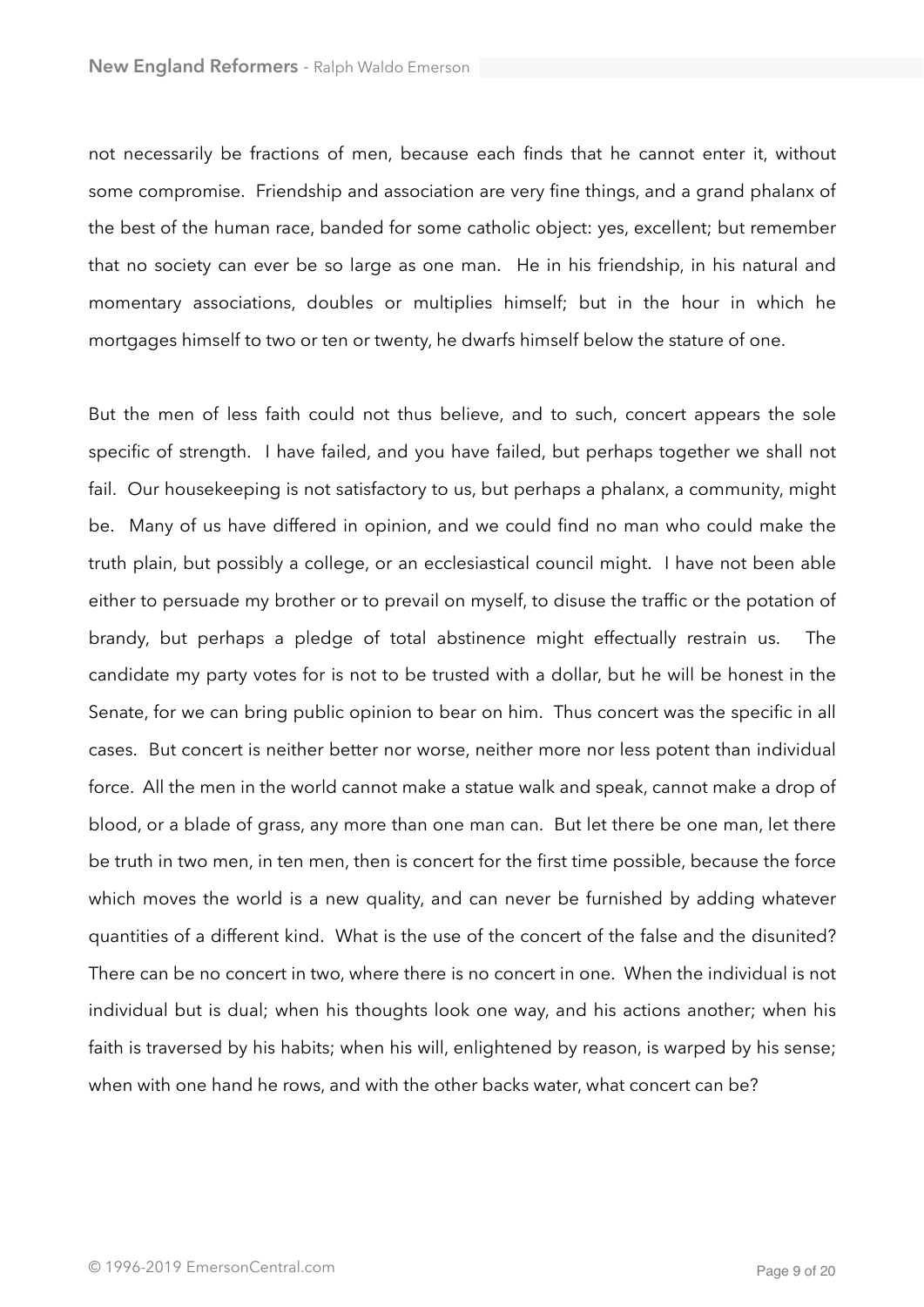not necessarily be fractions of men, because each finds that he cannot enter it, without some compromise. Friendship and association are very fine things, and a grand phalanx of the best of the human race, banded for some catholic object: yes, excellent; but remember that no society can ever be so large as one man. He in his friendship, in his natural and momentary associations, doubles or multiplies himself; but in the hour in which he mortgages himself to two or ten or twenty, he dwarfs himself below the stature of one.

But the men of less faith could not thus believe, and to such, concert appears the sole specific of strength. I have failed, and you have failed, but perhaps together we shall not fail. Our housekeeping is not satisfactory to us, but perhaps a phalanx, a community, might be. Many of us have differed in opinion, and we could find no man who could make the truth plain, but possibly a college, or an ecclesiastical council might. I have not been able either to persuade my brother or to prevail on myself, to disuse the traffic or the potation of brandy, but perhaps a pledge of total abstinence might effectually restrain us. The candidate my party votes for is not to be trusted with a dollar, but he will be honest in the Senate, for we can bring public opinion to bear on him. Thus concert was the specific in all cases. But concert is neither better nor worse, neither more nor less potent than individual force. All the men in the world cannot make a statue walk and speak, cannot make a drop of blood, or a blade of grass, any more than one man can. But let there be one man, let there be truth in two men, in ten men, then is concert for the first time possible, because the force which moves the world is a new quality, and can never be furnished by adding whatever quantities of a different kind. What is the use of the concert of the false and the disunited? There can be no concert in two, where there is no concert in one. When the individual is not individual but is dual; when his thoughts look one way, and his actions another; when his faith is traversed by his habits; when his will, enlightened by reason, is warped by his sense; when with one hand he rows, and with the other backs water, what concert can be?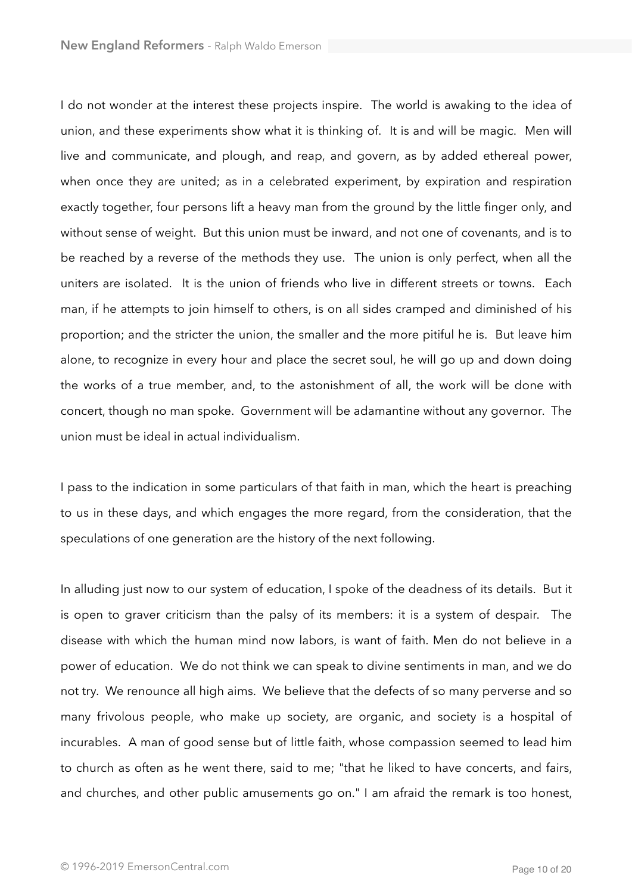I do not wonder at the interest these projects inspire. The world is awaking to the idea of union, and these experiments show what it is thinking of. It is and will be magic. Men will live and communicate, and plough, and reap, and govern, as by added ethereal power, when once they are united; as in a celebrated experiment, by expiration and respiration exactly together, four persons lift a heavy man from the ground by the little finger only, and without sense of weight. But this union must be inward, and not one of covenants, and is to be reached by a reverse of the methods they use. The union is only perfect, when all the uniters are isolated. It is the union of friends who live in different streets or towns. Each man, if he attempts to join himself to others, is on all sides cramped and diminished of his proportion; and the stricter the union, the smaller and the more pitiful he is. But leave him alone, to recognize in every hour and place the secret soul, he will go up and down doing the works of a true member, and, to the astonishment of all, the work will be done with concert, though no man spoke. Government will be adamantine without any governor. The union must be ideal in actual individualism.

I pass to the indication in some particulars of that faith in man, which the heart is preaching to us in these days, and which engages the more regard, from the consideration, that the speculations of one generation are the history of the next following.

In alluding just now to our system of education, I spoke of the deadness of its details. But it is open to graver criticism than the palsy of its members: it is a system of despair. The disease with which the human mind now labors, is want of faith. Men do not believe in a power of education. We do not think we can speak to divine sentiments in man, and we do not try. We renounce all high aims. We believe that the defects of so many perverse and so many frivolous people, who make up society, are organic, and society is a hospital of incurables. A man of good sense but of little faith, whose compassion seemed to lead him to church as often as he went there, said to me; "that he liked to have concerts, and fairs, and churches, and other public amusements go on." I am afraid the remark is too honest,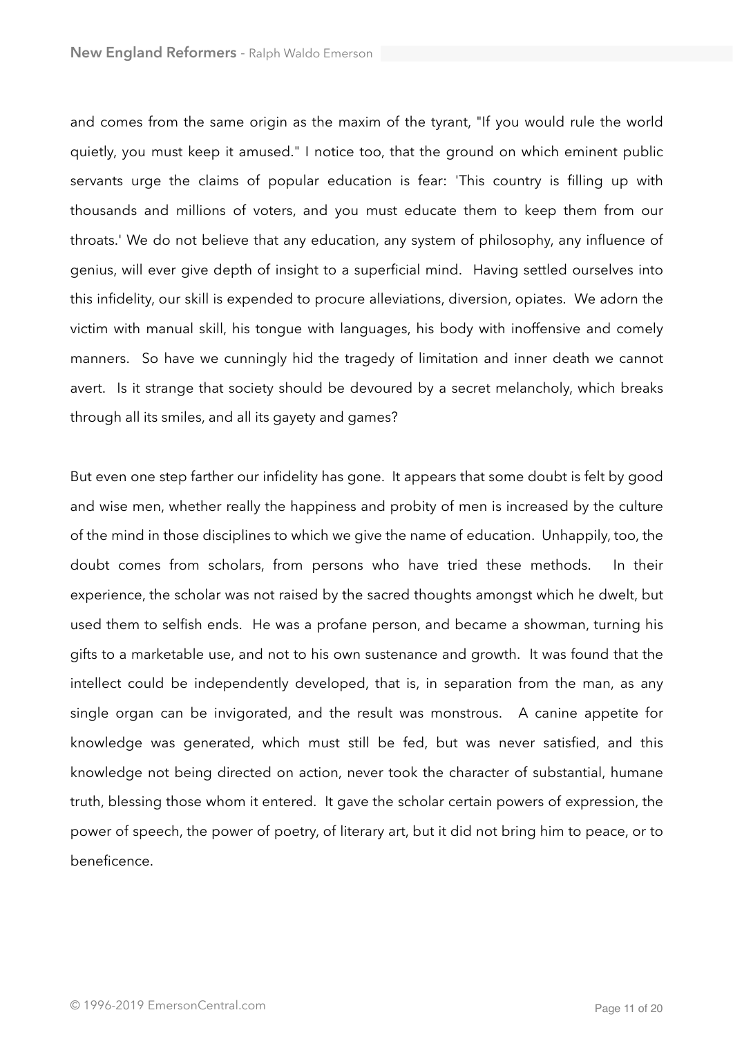and comes from the same origin as the maxim of the tyrant, "If you would rule the world quietly, you must keep it amused." I notice too, that the ground on which eminent public servants urge the claims of popular education is fear: 'This country is filling up with thousands and millions of voters, and you must educate them to keep them from our throats.' We do not believe that any education, any system of philosophy, any influence of genius, will ever give depth of insight to a superficial mind. Having settled ourselves into this infidelity, our skill is expended to procure alleviations, diversion, opiates. We adorn the victim with manual skill, his tongue with languages, his body with inoffensive and comely manners. So have we cunningly hid the tragedy of limitation and inner death we cannot avert. Is it strange that society should be devoured by a secret melancholy, which breaks through all its smiles, and all its gayety and games?

But even one step farther our infidelity has gone. It appears that some doubt is felt by good and wise men, whether really the happiness and probity of men is increased by the culture of the mind in those disciplines to which we give the name of education. Unhappily, too, the doubt comes from scholars, from persons who have tried these methods. In their experience, the scholar was not raised by the sacred thoughts amongst which he dwelt, but used them to selfish ends. He was a profane person, and became a showman, turning his gifts to a marketable use, and not to his own sustenance and growth. It was found that the intellect could be independently developed, that is, in separation from the man, as any single organ can be invigorated, and the result was monstrous. A canine appetite for knowledge was generated, which must still be fed, but was never satisfied, and this knowledge not being directed on action, never took the character of substantial, humane truth, blessing those whom it entered. It gave the scholar certain powers of expression, the power of speech, the power of poetry, of literary art, but it did not bring him to peace, or to beneficence.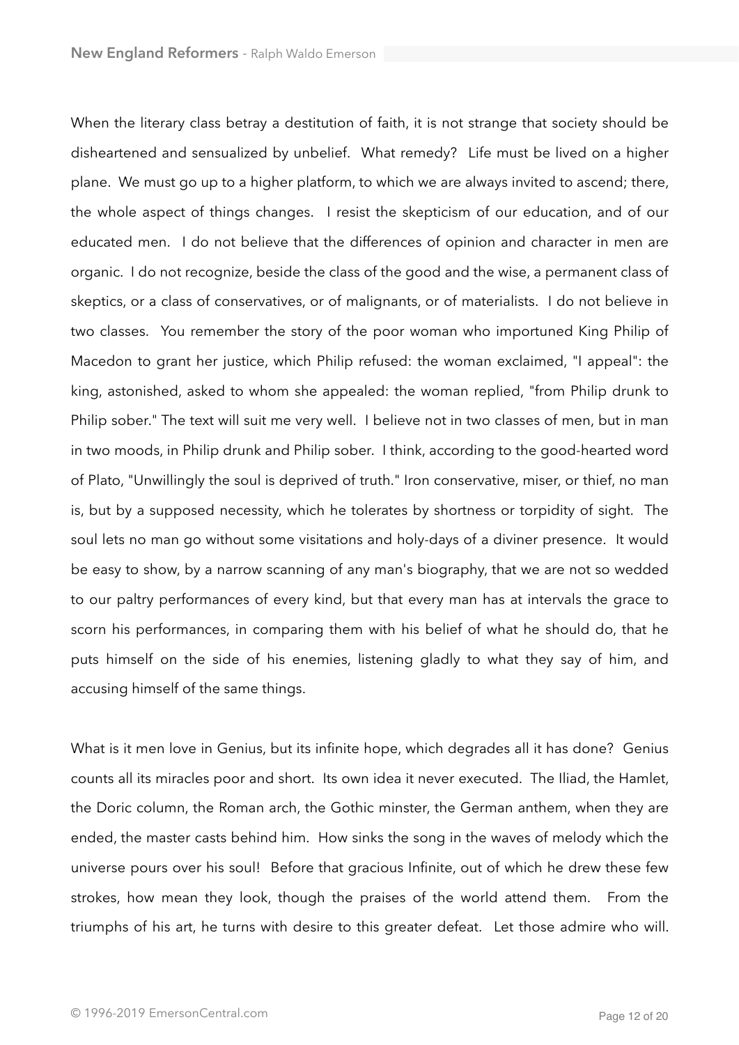When the literary class betray a destitution of faith, it is not strange that society should be disheartened and sensualized by unbelief. What remedy? Life must be lived on a higher plane. We must go up to a higher platform, to which we are always invited to ascend; there, the whole aspect of things changes. I resist the skepticism of our education, and of our educated men. I do not believe that the differences of opinion and character in men are organic. I do not recognize, beside the class of the good and the wise, a permanent class of skeptics, or a class of conservatives, or of malignants, or of materialists. I do not believe in two classes. You remember the story of the poor woman who importuned King Philip of Macedon to grant her justice, which Philip refused: the woman exclaimed, "I appeal": the king, astonished, asked to whom she appealed: the woman replied, "from Philip drunk to Philip sober." The text will suit me very well. I believe not in two classes of men, but in man in two moods, in Philip drunk and Philip sober. I think, according to the good-hearted word of Plato, "Unwillingly the soul is deprived of truth." Iron conservative, miser, or thief, no man is, but by a supposed necessity, which he tolerates by shortness or torpidity of sight. The soul lets no man go without some visitations and holy-days of a diviner presence. It would be easy to show, by a narrow scanning of any man's biography, that we are not so wedded to our paltry performances of every kind, but that every man has at intervals the grace to scorn his performances, in comparing them with his belief of what he should do, that he puts himself on the side of his enemies, listening gladly to what they say of him, and accusing himself of the same things.

What is it men love in Genius, but its infinite hope, which degrades all it has done? Genius counts all its miracles poor and short. Its own idea it never executed. The Iliad, the Hamlet, the Doric column, the Roman arch, the Gothic minster, the German anthem, when they are ended, the master casts behind him. How sinks the song in the waves of melody which the universe pours over his soul! Before that gracious Infinite, out of which he drew these few strokes, how mean they look, though the praises of the world attend them. From the triumphs of his art, he turns with desire to this greater defeat. Let those admire who will.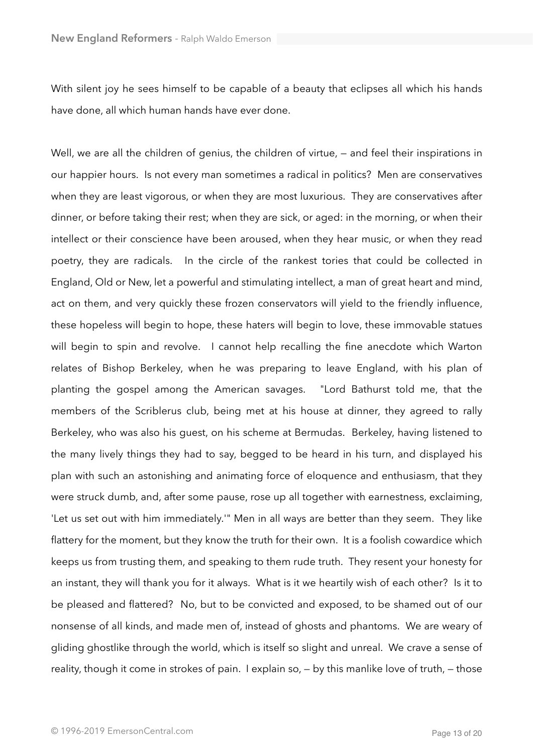With silent joy he sees himself to be capable of a beauty that eclipses all which his hands have done, all which human hands have ever done.

Well, we are all the children of genius, the children of virtue, — and feel their inspirations in our happier hours. Is not every man sometimes a radical in politics? Men are conservatives when they are least vigorous, or when they are most luxurious. They are conservatives after dinner, or before taking their rest; when they are sick, or aged: in the morning, or when their intellect or their conscience have been aroused, when they hear music, or when they read poetry, they are radicals. In the circle of the rankest tories that could be collected in England, Old or New, let a powerful and stimulating intellect, a man of great heart and mind, act on them, and very quickly these frozen conservators will yield to the friendly influence, these hopeless will begin to hope, these haters will begin to love, these immovable statues will begin to spin and revolve. I cannot help recalling the fine anecdote which Warton relates of Bishop Berkeley, when he was preparing to leave England, with his plan of planting the gospel among the American savages. "Lord Bathurst told me, that the members of the Scriblerus club, being met at his house at dinner, they agreed to rally Berkeley, who was also his guest, on his scheme at Bermudas. Berkeley, having listened to the many lively things they had to say, begged to be heard in his turn, and displayed his plan with such an astonishing and animating force of eloquence and enthusiasm, that they were struck dumb, and, after some pause, rose up all together with earnestness, exclaiming, 'Let us set out with him immediately.'" Men in all ways are better than they seem. They like flattery for the moment, but they know the truth for their own. It is a foolish cowardice which keeps us from trusting them, and speaking to them rude truth. They resent your honesty for an instant, they will thank you for it always. What is it we heartily wish of each other? Is it to be pleased and flattered? No, but to be convicted and exposed, to be shamed out of our nonsense of all kinds, and made men of, instead of ghosts and phantoms. We are weary of gliding ghostlike through the world, which is itself so slight and unreal. We crave a sense of reality, though it come in strokes of pain. I explain so, — by this manlike love of truth, — those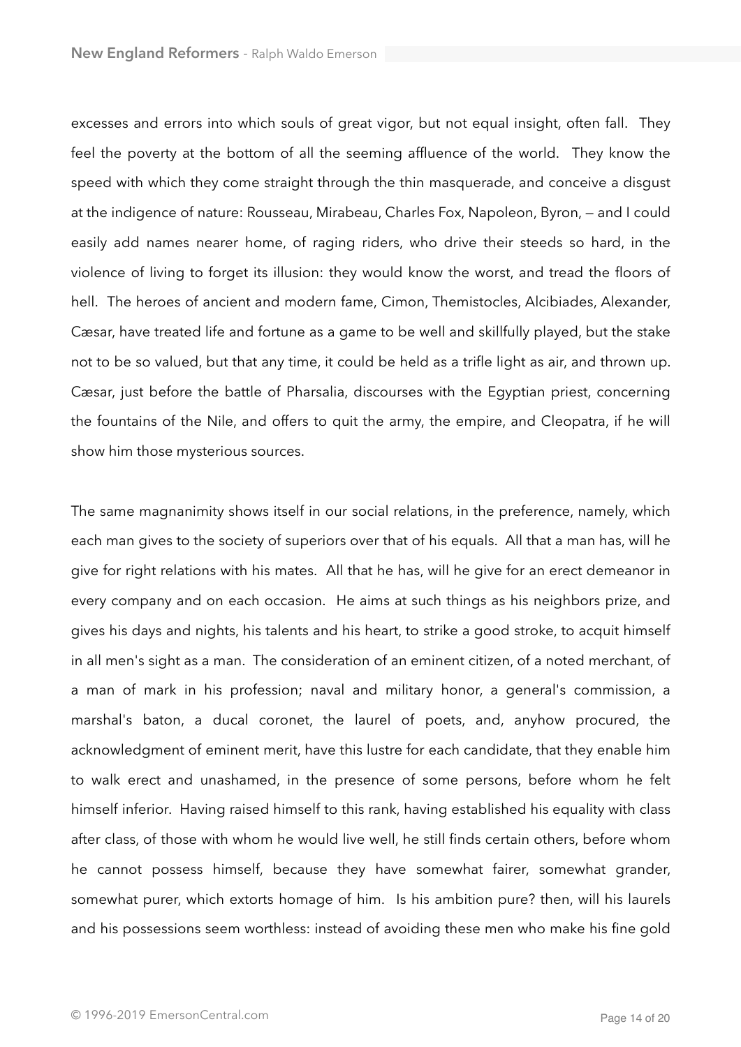excesses and errors into which souls of great vigor, but not equal insight, often fall. They feel the poverty at the bottom of all the seeming affluence of the world. They know the speed with which they come straight through the thin masquerade, and conceive a disgust at the indigence of nature: Rousseau, Mirabeau, Charles Fox, Napoleon, Byron, — and I could easily add names nearer home, of raging riders, who drive their steeds so hard, in the violence of living to forget its illusion: they would know the worst, and tread the floors of hell. The heroes of ancient and modern fame, Cimon, Themistocles, Alcibiades, Alexander, Cæsar, have treated life and fortune as a game to be well and skillfully played, but the stake not to be so valued, but that any time, it could be held as a trifle light as air, and thrown up. Cæsar, just before the battle of Pharsalia, discourses with the Egyptian priest, concerning the fountains of the Nile, and offers to quit the army, the empire, and Cleopatra, if he will show him those mysterious sources.

The same magnanimity shows itself in our social relations, in the preference, namely, which each man gives to the society of superiors over that of his equals. All that a man has, will he give for right relations with his mates. All that he has, will he give for an erect demeanor in every company and on each occasion. He aims at such things as his neighbors prize, and gives his days and nights, his talents and his heart, to strike a good stroke, to acquit himself in all men's sight as a man. The consideration of an eminent citizen, of a noted merchant, of a man of mark in his profession; naval and military honor, a general's commission, a marshal's baton, a ducal coronet, the laurel of poets, and, anyhow procured, the acknowledgment of eminent merit, have this lustre for each candidate, that they enable him to walk erect and unashamed, in the presence of some persons, before whom he felt himself inferior. Having raised himself to this rank, having established his equality with class after class, of those with whom he would live well, he still finds certain others, before whom he cannot possess himself, because they have somewhat fairer, somewhat grander, somewhat purer, which extorts homage of him. Is his ambition pure? then, will his laurels and his possessions seem worthless: instead of avoiding these men who make his fine gold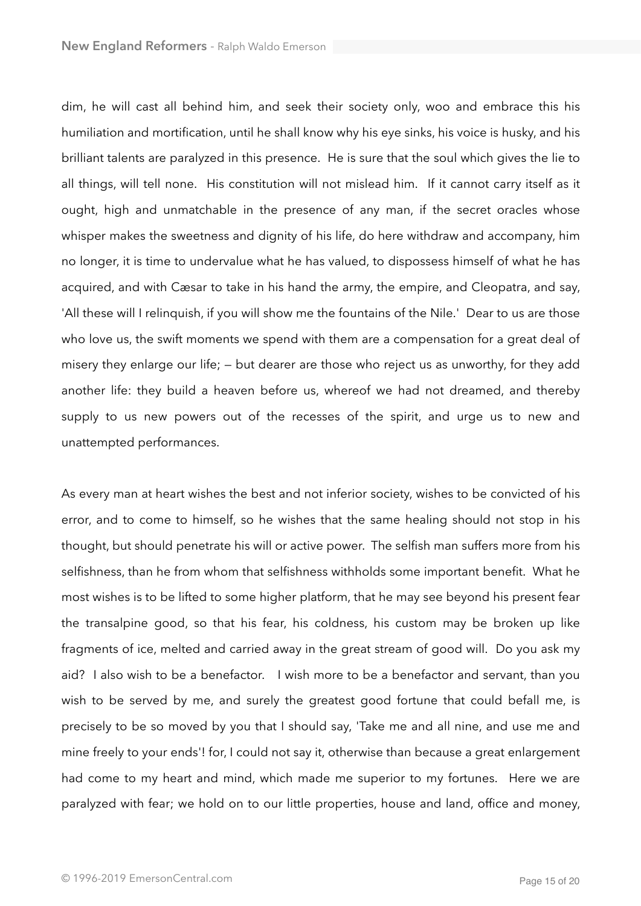dim, he will cast all behind him, and seek their society only, woo and embrace this his humiliation and mortification, until he shall know why his eye sinks, his voice is husky, and his brilliant talents are paralyzed in this presence. He is sure that the soul which gives the lie to all things, will tell none. His constitution will not mislead him. If it cannot carry itself as it ought, high and unmatchable in the presence of any man, if the secret oracles whose whisper makes the sweetness and dignity of his life, do here withdraw and accompany, him no longer, it is time to undervalue what he has valued, to dispossess himself of what he has acquired, and with Cæsar to take in his hand the army, the empire, and Cleopatra, and say, 'All these will I relinquish, if you will show me the fountains of the Nile.' Dear to us are those who love us, the swift moments we spend with them are a compensation for a great deal of misery they enlarge our life; — but dearer are those who reject us as unworthy, for they add another life: they build a heaven before us, whereof we had not dreamed, and thereby supply to us new powers out of the recesses of the spirit, and urge us to new and unattempted performances.

As every man at heart wishes the best and not inferior society, wishes to be convicted of his error, and to come to himself, so he wishes that the same healing should not stop in his thought, but should penetrate his will or active power. The selfish man suffers more from his selfishness, than he from whom that selfishness withholds some important benefit. What he most wishes is to be lifted to some higher platform, that he may see beyond his present fear the transalpine good, so that his fear, his coldness, his custom may be broken up like fragments of ice, melted and carried away in the great stream of good will. Do you ask my aid? I also wish to be a benefactor. I wish more to be a benefactor and servant, than you wish to be served by me, and surely the greatest good fortune that could befall me, is precisely to be so moved by you that I should say, 'Take me and all nine, and use me and mine freely to your ends'! for, I could not say it, otherwise than because a great enlargement had come to my heart and mind, which made me superior to my fortunes. Here we are paralyzed with fear; we hold on to our little properties, house and land, office and money,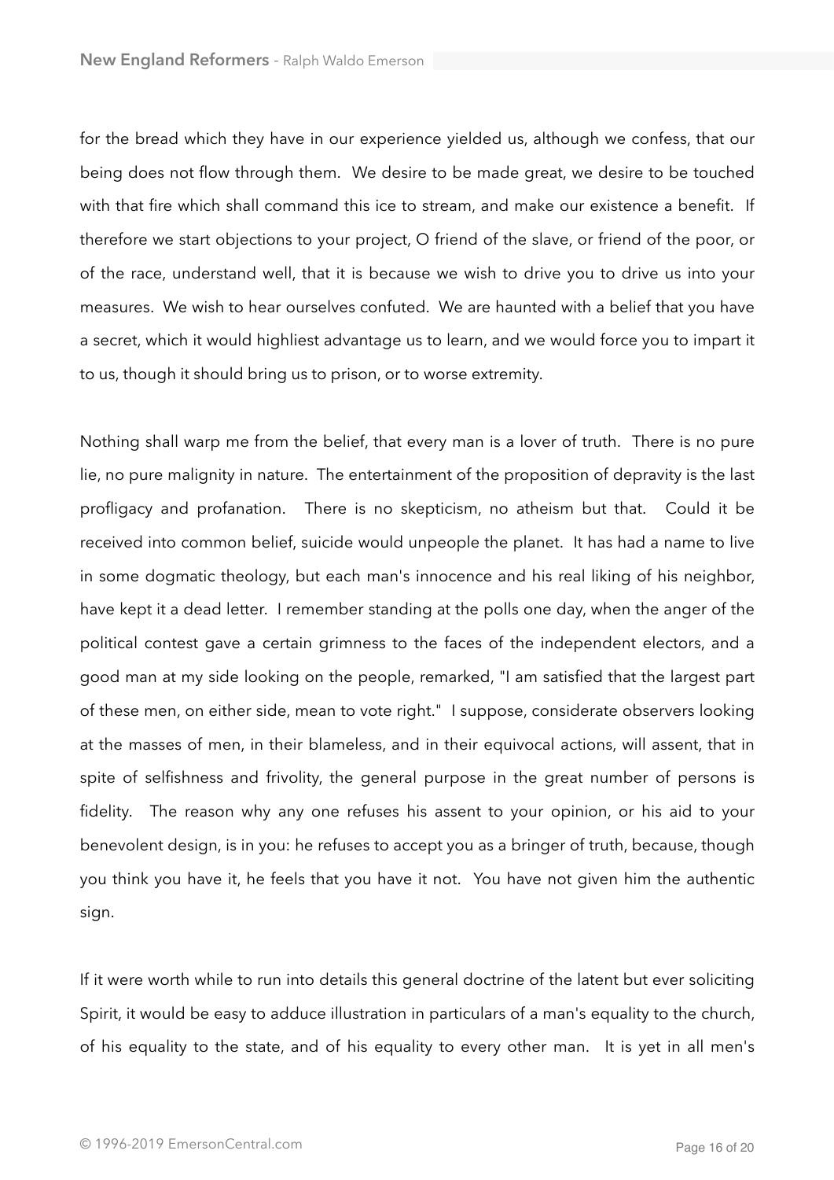for the bread which they have in our experience yielded us, although we confess, that our being does not flow through them. We desire to be made great, we desire to be touched with that fire which shall command this ice to stream, and make our existence a benefit. If therefore we start objections to your project, O friend of the slave, or friend of the poor, or of the race, understand well, that it is because we wish to drive you to drive us into your measures. We wish to hear ourselves confuted. We are haunted with a belief that you have a secret, which it would highliest advantage us to learn, and we would force you to impart it to us, though it should bring us to prison, or to worse extremity.

Nothing shall warp me from the belief, that every man is a lover of truth. There is no pure lie, no pure malignity in nature. The entertainment of the proposition of depravity is the last profligacy and profanation. There is no skepticism, no atheism but that. Could it be received into common belief, suicide would unpeople the planet. It has had a name to live in some dogmatic theology, but each man's innocence and his real liking of his neighbor, have kept it a dead letter. I remember standing at the polls one day, when the anger of the political contest gave a certain grimness to the faces of the independent electors, and a good man at my side looking on the people, remarked, "I am satisfied that the largest part of these men, on either side, mean to vote right." I suppose, considerate observers looking at the masses of men, in their blameless, and in their equivocal actions, will assent, that in spite of selfishness and frivolity, the general purpose in the great number of persons is fidelity. The reason why any one refuses his assent to your opinion, or his aid to your benevolent design, is in you: he refuses to accept you as a bringer of truth, because, though you think you have it, he feels that you have it not. You have not given him the authentic sign.

If it were worth while to run into details this general doctrine of the latent but ever soliciting Spirit, it would be easy to adduce illustration in particulars of a man's equality to the church, of his equality to the state, and of his equality to every other man. It is yet in all men's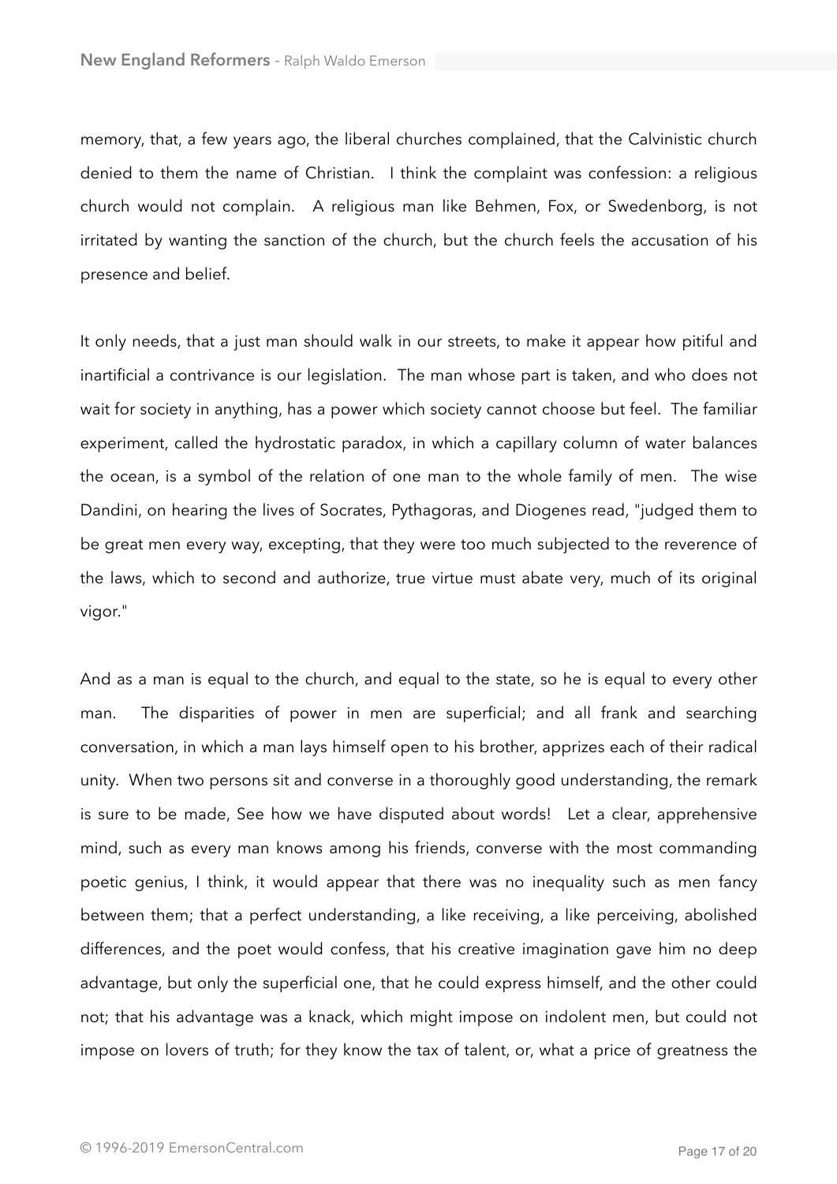memory, that, a few years ago, the liberal churches complained, that the Calvinistic church denied to them the name of Christian. I think the complaint was confession: a religious church would not complain. A religious man like Behmen, Fox, or Swedenborg, is not irritated by wanting the sanction of the church, but the church feels the accusation of his presence and belief.

It only needs, that a just man should walk in our streets, to make it appear how pitiful and inartificial a contrivance is our legislation. The man whose part is taken, and who does not wait for society in anything, has a power which society cannot choose but feel. The familiar experiment, called the hydrostatic paradox, in which a capillary column of water balances the ocean, is a symbol of the relation of one man to the whole family of men. The wise Dandini, on hearing the lives of Socrates, Pythagoras, and Diogenes read, "judged them to be great men every way, excepting, that they were too much subjected to the reverence of the laws, which to second and authorize, true virtue must abate very, much of its original vigor."

And as a man is equal to the church, and equal to the state, so he is equal to every other man. The disparities of power in men are superficial; and all frank and searching conversation, in which a man lays himself open to his brother, apprizes each of their radical unity. When two persons sit and converse in a thoroughly good understanding, the remark is sure to be made, See how we have disputed about words! Let a clear, apprehensive mind, such as every man knows among his friends, converse with the most commanding poetic genius, I think, it would appear that there was no inequality such as men fancy between them; that a perfect understanding, a like receiving, a like perceiving, abolished differences, and the poet would confess, that his creative imagination gave him no deep advantage, but only the superficial one, that he could express himself, and the other could not; that his advantage was a knack, which might impose on indolent men, but could not impose on lovers of truth; for they know the tax of talent, or, what a price of greatness the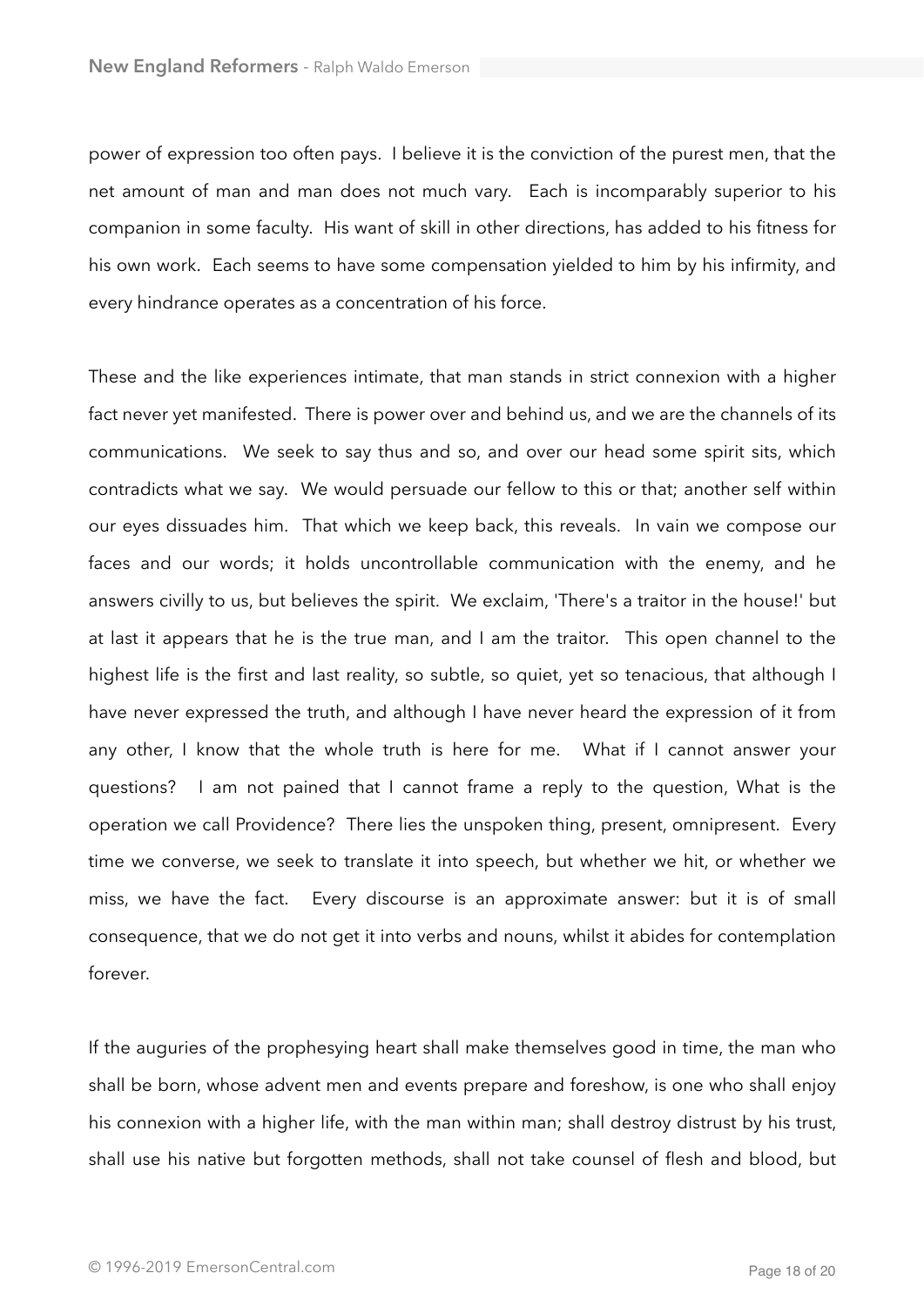power of expression too often pays. I believe it is the conviction of the purest men, that the net amount of man and man does not much vary. Each is incomparably superior to his companion in some faculty. His want of skill in other directions, has added to his fitness for his own work. Each seems to have some compensation yielded to him by his infirmity, and every hindrance operates as a concentration of his force.

These and the like experiences intimate, that man stands in strict connexion with a higher fact never yet manifested. There is power over and behind us, and we are the channels of its communications. We seek to say thus and so, and over our head some spirit sits, which contradicts what we say. We would persuade our fellow to this or that; another self within our eyes dissuades him. That which we keep back, this reveals. In vain we compose our faces and our words; it holds uncontrollable communication with the enemy, and he answers civilly to us, but believes the spirit. We exclaim, 'There's a traitor in the house!' but at last it appears that he is the true man, and I am the traitor. This open channel to the highest life is the first and last reality, so subtle, so quiet, yet so tenacious, that although I have never expressed the truth, and although I have never heard the expression of it from any other, I know that the whole truth is here for me. What if I cannot answer your questions? I am not pained that I cannot frame a reply to the question, What is the operation we call Providence? There lies the unspoken thing, present, omnipresent. Every time we converse, we seek to translate it into speech, but whether we hit, or whether we miss, we have the fact. Every discourse is an approximate answer: but it is of small consequence, that we do not get it into verbs and nouns, whilst it abides for contemplation forever.

If the auguries of the prophesying heart shall make themselves good in time, the man who shall be born, whose advent men and events prepare and foreshow, is one who shall enjoy his connexion with a higher life, with the man within man; shall destroy distrust by his trust, shall use his native but forgotten methods, shall not take counsel of flesh and blood, but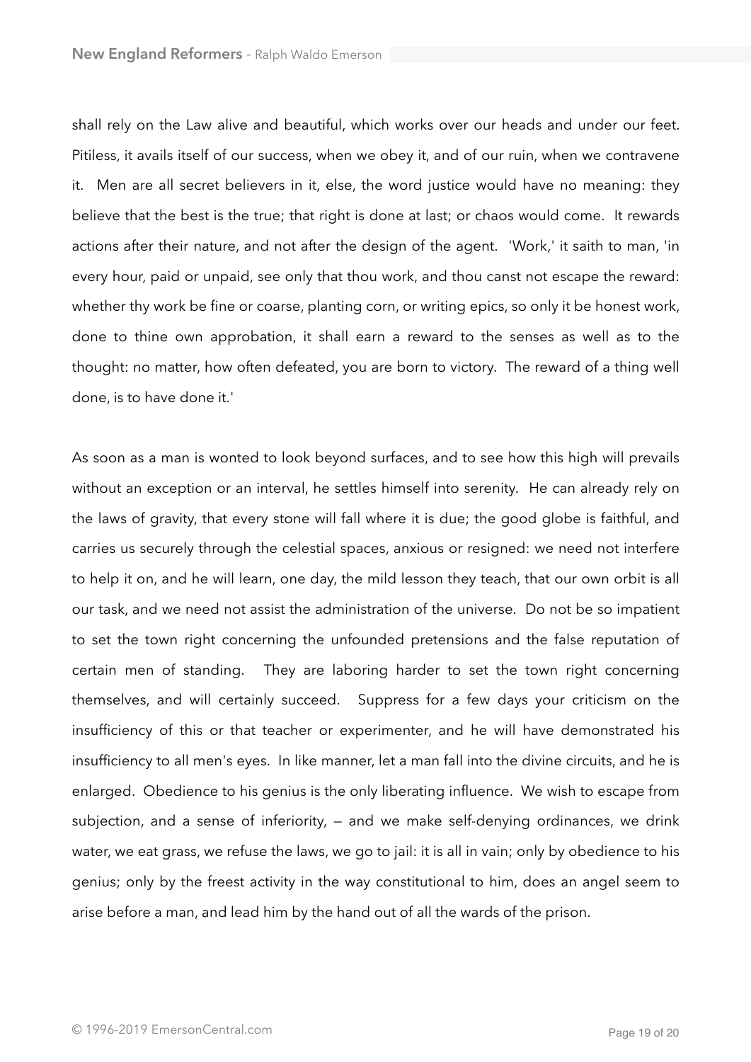shall rely on the Law alive and beautiful, which works over our heads and under our feet. Pitiless, it avails itself of our success, when we obey it, and of our ruin, when we contravene it. Men are all secret believers in it, else, the word justice would have no meaning: they believe that the best is the true; that right is done at last; or chaos would come. It rewards actions after their nature, and not after the design of the agent. 'Work,' it saith to man, 'in every hour, paid or unpaid, see only that thou work, and thou canst not escape the reward: whether thy work be fine or coarse, planting corn, or writing epics, so only it be honest work, done to thine own approbation, it shall earn a reward to the senses as well as to the thought: no matter, how often defeated, you are born to victory. The reward of a thing well done, is to have done it.'

As soon as a man is wonted to look beyond surfaces, and to see how this high will prevails without an exception or an interval, he settles himself into serenity. He can already rely on the laws of gravity, that every stone will fall where it is due; the good globe is faithful, and carries us securely through the celestial spaces, anxious or resigned: we need not interfere to help it on, and he will learn, one day, the mild lesson they teach, that our own orbit is all our task, and we need not assist the administration of the universe. Do not be so impatient to set the town right concerning the unfounded pretensions and the false reputation of certain men of standing. They are laboring harder to set the town right concerning themselves, and will certainly succeed. Suppress for a few days your criticism on the insufficiency of this or that teacher or experimenter, and he will have demonstrated his insufficiency to all men's eyes. In like manner, let a man fall into the divine circuits, and he is enlarged. Obedience to his genius is the only liberating influence. We wish to escape from subjection, and a sense of inferiority, — and we make self-denying ordinances, we drink water, we eat grass, we refuse the laws, we go to jail: it is all in vain; only by obedience to his genius; only by the freest activity in the way constitutional to him, does an angel seem to arise before a man, and lead him by the hand out of all the wards of the prison.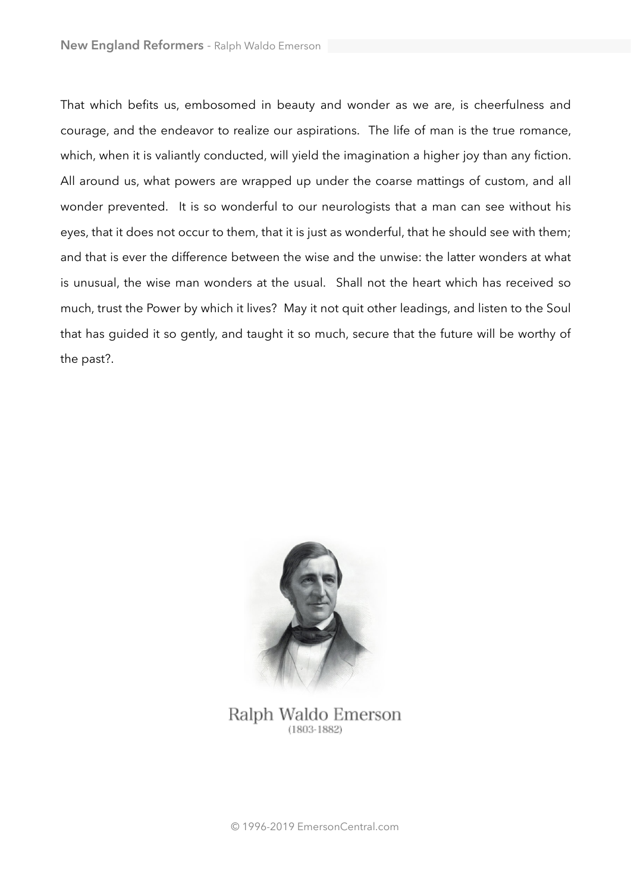That which befits us, embosomed in beauty and wonder as we are, is cheerfulness and courage, and the endeavor to realize our aspirations. The life of man is the true romance, which, when it is valiantly conducted, will yield the imagination a higher joy than any fiction. All around us, what powers are wrapped up under the coarse mattings of custom, and all wonder prevented. It is so wonderful to our neurologists that a man can see without his eyes, that it does not occur to them, that it is just as wonderful, that he should see with them; and that is ever the difference between the wise and the unwise: the latter wonders at what is unusual, the wise man wonders at the usual. Shall not the heart which has received so much, trust the Power by which it lives? May it not quit other leadings, and listen to the Soul that has guided it so gently, and taught it so much, secure that the future will be worthy of the past?.

Ralph Waldo Emerson
(1803-1882)

© 1996-2019 EmersonCentral.com